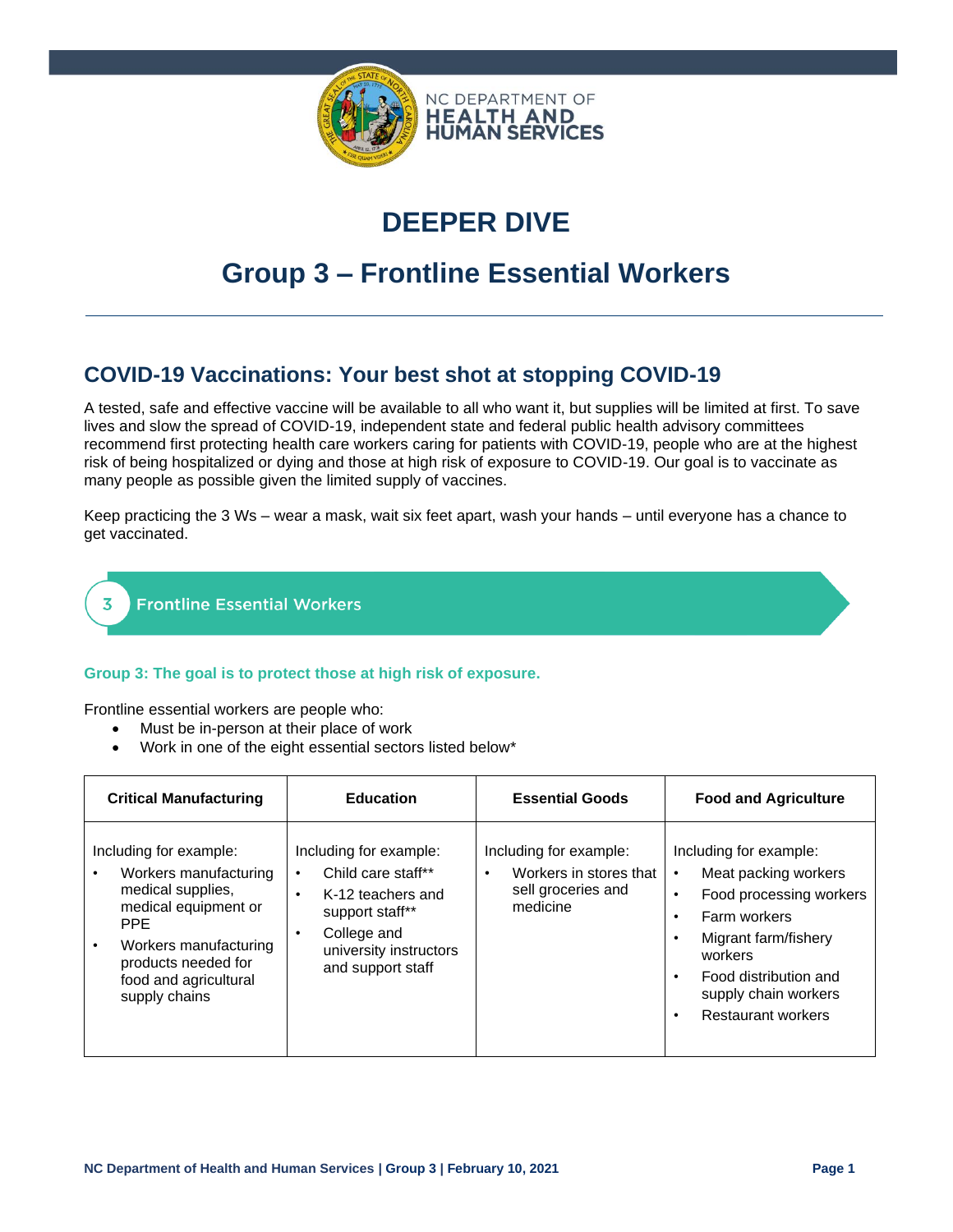NC DEPARTMENT OF HEALTH AND HUMAN SERVICES

# DEEPER DIVE

# Group 3 – Frontline Essential Workers

## COVID-19 Vaccinations: Your best shot at stopping COVID-19

A tested, safe and effective vaccine will be available to all who want it, but supplies will be limited at first. To save lives and slow the spread of COVID-19, independent state and federal public health advisory committees recommend first protecting health care workers caring for patients with COVID-19, people who are at the highest risk of being hospitalized or dying and those at high risk of exposure to COVID-19. Our goal is to vaccinate as many people as possible given the limited supply of vaccines.

Keep practicing the 3 Ws – wear a mask, wait six feet apart, wash your hands – until everyone has a chance to get vaccinated.

**3 Frontline Essential Workers**

### Group 3: The goal is to protect those at high risk of exposure.

Frontline essential workers are people who:

- Must be in-person at their place of work
- Work in one of the eight essential sectors listed below*

| Critical Manufacturing | Education | Essential Goods | Food and Agriculture |
|---|---|---|---|
| Including for example:<br>• Workers manufacturing medical supplies, medical equipment or PPE<br>• Workers manufacturing products needed for food and agricultural supply chains | Including for example:<br>• Child care staff**<br>• K-12 teachers and support staff**<br>• College and university instructors and support staff | Including for example:<br>• Workers in stores that sell groceries and medicine | Including for example:<br>• Meat packing workers<br>• Food processing workers<br>• Farm workers<br>• Migrant farm/fishery workers<br>• Food distribution and supply chain workers<br>• Restaurant workers |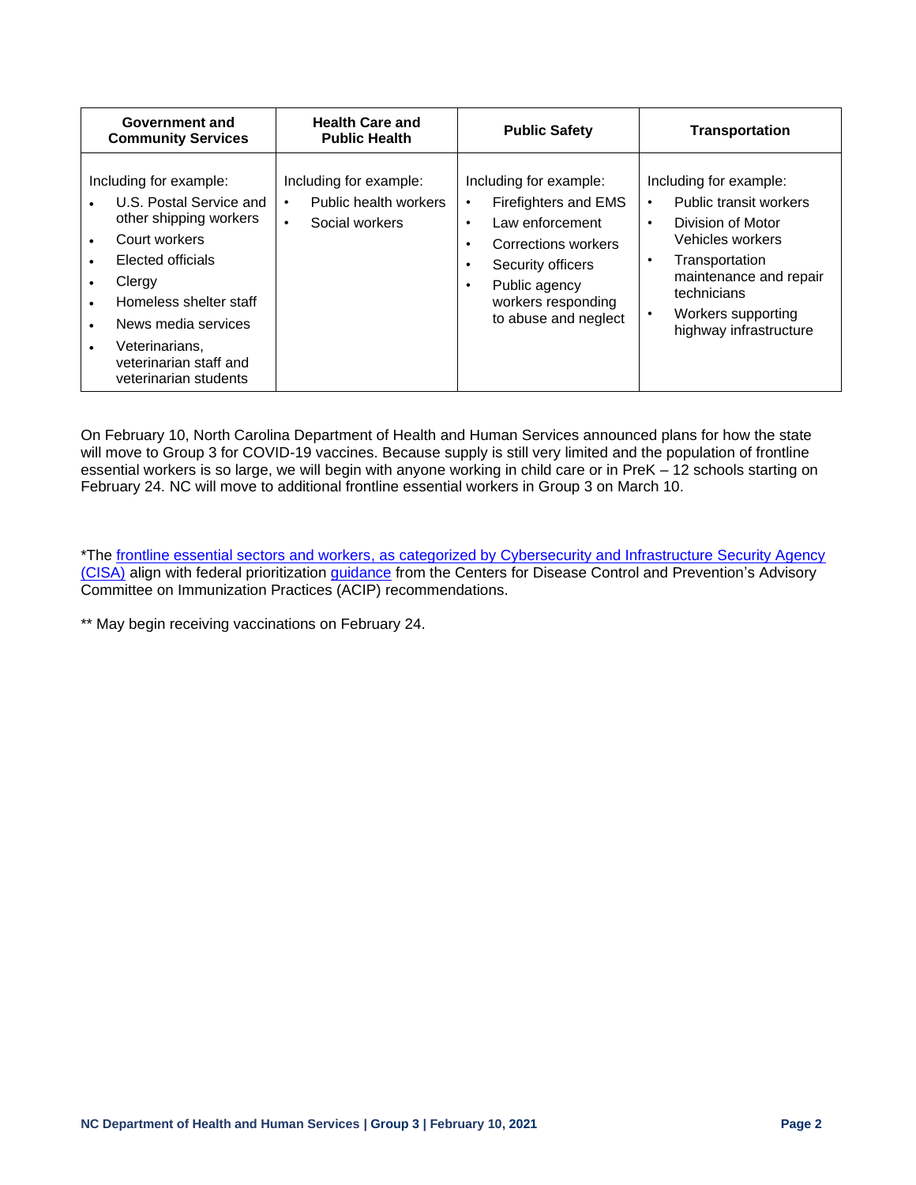| Government and Community Services | Health Care and Public Health | Public Safety | Transportation |
|---|---|---|---|
| Including for example:<br>• U.S. Postal Service and other shipping workers<br>• Court workers<br>• Elected officials<br>• Clergy<br>• Homeless shelter staff<br>• News media services<br>• Veterinarians, veterinarian staff and veterinarian students | Including for example:<br>• Public health workers<br>• Social workers | Including for example:<br>• Firefighters and EMS<br>• Law enforcement<br>• Corrections workers<br>• Security officers<br>• Public agency workers responding to abuse and neglect | Including for example:<br>• Public transit workers<br>• Division of Motor Vehicles workers<br>• Transportation maintenance and repair technicians<br>• Workers supporting highway infrastructure |

On February 10, North Carolina Department of Health and Human Services announced plans for how the state will move to Group 3 for COVID-19 vaccines. Because supply is still very limited and the population of frontline essential workers is so large, we will begin with anyone working in child care or in PreK – 12 schools starting on February 24. NC will move to additional frontline essential workers in Group 3 on March 10.

*The frontline essential sectors and workers, as categorized by Cybersecurity and Infrastructure Security Agency (CISA) align with federal prioritization guidance from the Centers for Disease Control and Prevention's Advisory Committee on Immunization Practices (ACIP) recommendations.

** May begin receiving vaccinations on February 24.